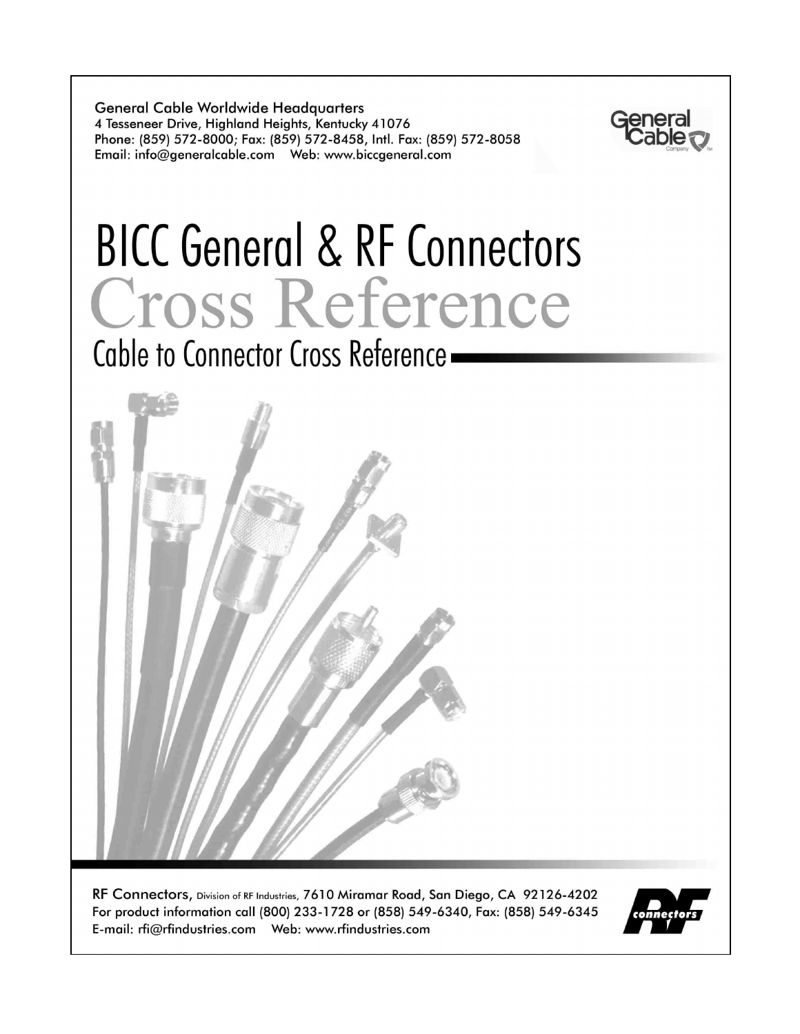General Cable Worldwide Headquarters
4 Tesseneer Drive, Highland Heights, Kentucky 41076
Phone: (859) 572-8000; Fax: (859) 572-8458, Intl. Fax: (859) 572-8058
Email: info@generalcable.com Web: www.biccgeneral.com

# BICC General & RF Connectors

# Cross Reference

## Cable to Connector Cross Reference

RF Connectors, Division of RF Industries, 7610 Miramar Road, San Diego, CA 92126-4202
For product information call (800) 233-1728 or (858) 549-6340, Fax: (858) 549-6345
E-mail: rfi@rfindustries.com Web: www.rfindustries.com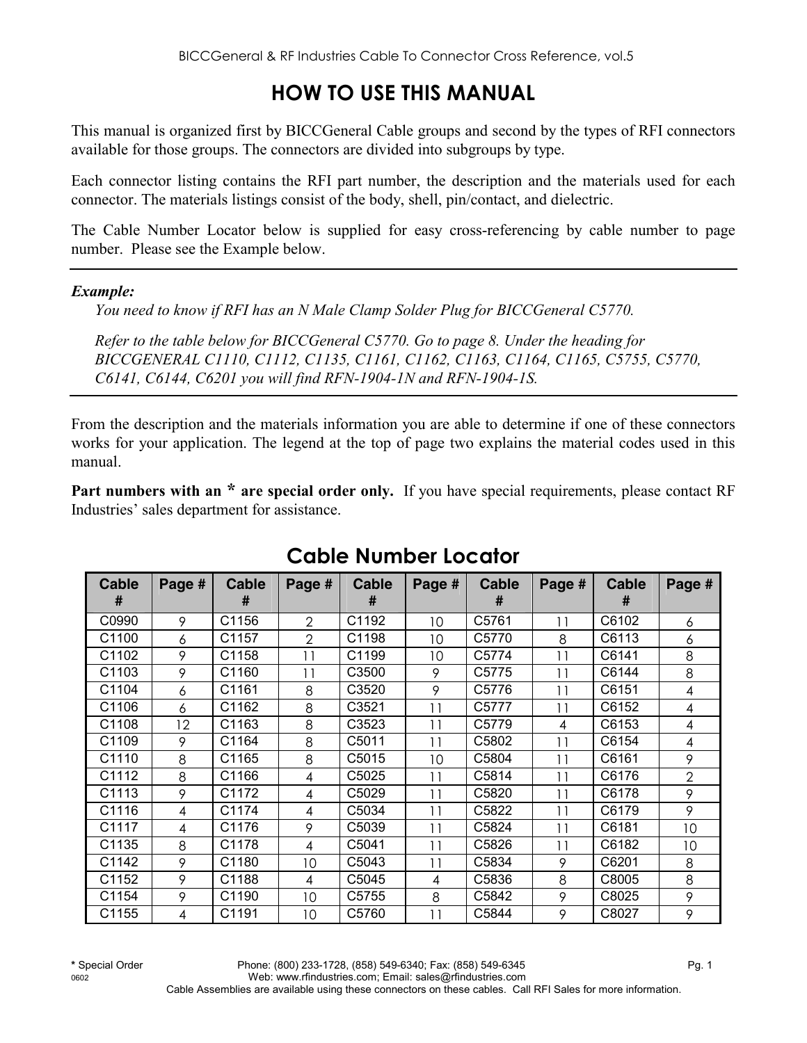# HOW TO USE THIS MANUAL

This manual is organized first by BICCGeneral Cable groups and second by the types of RFI connectors available for those groups. The connectors are divided into subgroups by type.

Each connector listing contains the RFI part number, the description and the materials used for each connector. The materials listings consist of the body, shell, pin/contact, and dielectric.

The Cable Number Locator below is supplied for easy cross-referencing by cable number to page number. Please see the Example below.

---

***Example:***

*You need to know if RFI has an N Male Clamp Solder Plug for BICCGeneral C5770.*

*Refer to the table below for BICCGeneral C5770. Go to page 8. Under the heading for BICCGENERAL C1110, C1112, C1135, C1161, C1162, C1163, C1164, C1165, C5755, C5770, C6141, C6144, C6201 you will find RFN-1904-1N and RFN-1904-1S.*

---

From the description and the materials information you are able to determine if one of these connectors works for your application. The legend at the top of page two explains the material codes used in this manual.

**Part numbers with an * are special order only.** If you have special requirements, please contact RF Industries' sales department for assistance.

## Cable Number Locator

| Cable # | Page # | Cable # | Page # | Cable # | Page # | Cable # | Page # | Cable # | Page # |
|---|---|---|---|---|---|---|---|---|---|
| C0990 | 9 | C1156 | 2 | C1192 | 10 | C5761 | 11 | C6102 | 6 |
| C1100 | 6 | C1157 | 2 | C1198 | 10 | C5770 | 8 | C6113 | 6 |
| C1102 | 9 | C1158 | 11 | C1199 | 10 | C5774 | 11 | C6141 | 8 |
| C1103 | 9 | C1160 | 11 | C3500 | 9 | C5775 | 11 | C6144 | 8 |
| C1104 | 6 | C1161 | 8 | C3520 | 9 | C5776 | 11 | C6151 | 4 |
| C1106 | 6 | C1162 | 8 | C3521 | 11 | C5777 | 11 | C6152 | 4 |
| C1108 | 12 | C1163 | 8 | C3523 | 11 | C5779 | 4 | C6153 | 4 |
| C1109 | 9 | C1164 | 8 | C5011 | 11 | C5802 | 11 | C6154 | 4 |
| C1110 | 8 | C1165 | 8 | C5015 | 10 | C5804 | 11 | C6161 | 9 |
| C1112 | 8 | C1166 | 4 | C5025 | 11 | C5814 | 11 | C6176 | 2 |
| C1113 | 9 | C1172 | 4 | C5029 | 11 | C5820 | 11 | C6178 | 9 |
| C1116 | 4 | C1174 | 4 | C5034 | 11 | C5822 | 11 | C6179 | 9 |
| C1117 | 4 | C1176 | 9 | C5039 | 11 | C5824 | 11 | C6181 | 10 |
| C1135 | 8 | C1178 | 4 | C5041 | 11 | C5826 | 11 | C6182 | 10 |
| C1142 | 9 | C1180 | 10 | C5043 | 11 | C5834 | 9 | C6201 | 8 |
| C1152 | 9 | C1188 | 4 | C5045 | 4 | C5836 | 8 | C8005 | 8 |
| C1154 | 9 | C1190 | 10 | C5755 | 8 | C5842 | 9 | C8025 | 9 |
| C1155 | 4 | C1191 | 10 | C5760 | 11 | C5844 | 9 | C8027 | 9 |

**\*** Special Order Phone: (800) 233-1728, (858) 549-6340; Fax: (858) 549-6345

Web: www.rfindustries.com; Email: sales@rfindustries.com

Cable Assemblies are available using these connectors on these cables. Call RFI Sales for more information.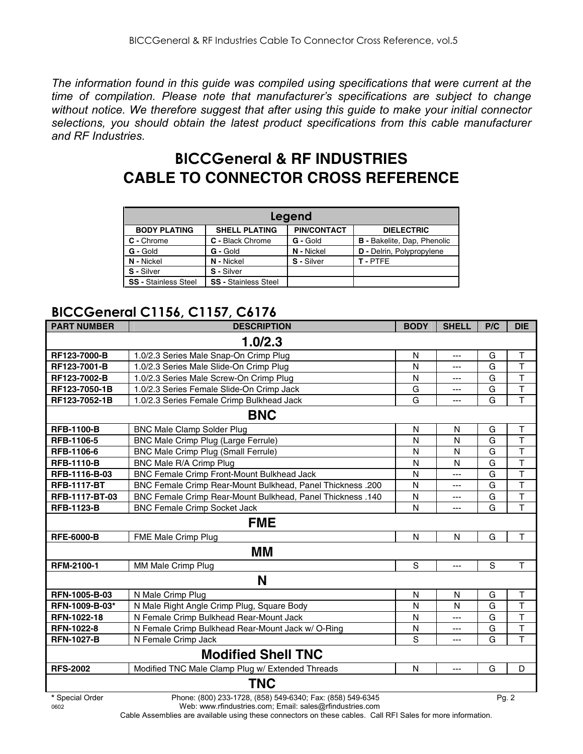*The information found in this guide was compiled using specifications that were current at the time of compilation. Please note that manufacturer's specifications are subject to change without notice. We therefore suggest that after using this guide to make your initial connector selections, you should obtain the latest product specifications from this cable manufacturer and RF Industries.*

# BICCGeneral & RF INDUSTRIES
# CABLE TO CONNECTOR CROSS REFERENCE

| Legend | | | |
|---|---|---|---|
| **BODY PLATING** | **SHELL PLATING** | **PIN/CONTACT** | **DIELECTRIC** |
| **C -** Chrome | **C -** Black Chrome | **G -** Gold | **B -** Bakelite, Dap, Phenolic |
| **G -** Gold | **G -** Gold | **N -** Nickel | **D -** Delrin, Polypropylene |
| **N -** Nickel | **N -** Nickel | **S -** Silver | **T -** PTFE |
| **S -** Silver | **S -** Silver | | |
| **SS -** Stainless Steel | **SS -** Stainless Steel | | |

## BICCGeneral C1156, C1157, C6176

| PART NUMBER | DESCRIPTION | BODY | SHELL | P/C | DIE |
|---|---|---|---|---|---|
| | **1.0/2.3** | | | | |
| **RF123-7000-B** | 1.0/2.3 Series Male Snap-On Crimp Plug | N | --- | G | T |
| **RF123-7001-B** | 1.0/2.3 Series Male Slide-On Crimp Plug | N | --- | G | T |
| **RF123-7002-B** | 1.0/2.3 Series Male Screw-On Crimp Plug | N | --- | G | T |
| **RF123-7050-1B** | 1.0/2.3 Series Female Slide-On Crimp Jack | G | --- | G | T |
| **RF123-7052-1B** | 1.0/2.3 Series Female Crimp Bulkhead Jack | G | --- | G | T |
| | **BNC** | | | | |
| **RFB-1100-B** | BNC Male Clamp Solder Plug | N | N | G | T |
| **RFB-1106-5** | BNC Male Crimp Plug (Large Ferrule) | N | N | G | T |
| **RFB-1106-6** | BNC Male Crimp Plug (Small Ferrule) | N | N | G | T |
| **RFB-1110-B** | BNC Male R/A Crimp Plug | N | N | G | T |
| **RFB-1116-B-03** | BNC Female Crimp Front-Mount Bulkhead Jack | N | --- | G | T |
| **RFB-1117-BT** | BNC Female Crimp Rear-Mount Bulkhead, Panel Thickness .200 | N | --- | G | T |
| **RFB-1117-BT-03** | BNC Female Crimp Rear-Mount Bulkhead, Panel Thickness .140 | N | --- | G | T |
| **RFB-1123-B** | BNC Female Crimp Socket Jack | N | --- | G | T |
| | **FME** | | | | |
| **RFE-6000-B** | FME Male Crimp Plug | N | N | G | T |
| | **MM** | | | | |
| **RFM-2100-1** | MM Male Crimp Plug | S | --- | S | T |
| | **N** | | | | |
| **RFN-1005-B-03** | N Male Crimp Plug | N | N | G | T |
| **RFN-1009-B-03*** | N Male Right Angle Crimp Plug, Square Body | N | N | G | T |
| **RFN-1022-18** | N Female Crimp Bulkhead Rear-Mount Jack | N | --- | G | T |
| **RFN-1022-8** | N Female Crimp Bulkhead Rear-Mount Jack w/ O-Ring | N | --- | G | T |
| **RFN-1027-B** | N Female Crimp Jack | S | --- | G | T |
| | **Modified Shell TNC** | | | | |
| **RFS-2002** | Modified TNC Male Clamp Plug w/ Extended Threads | N | --- | G | D |
| | **TNC** | | | | |

**\*** Special Order

Phone: (800) 233-1728, (858) 549-6340; Fax: (858) 549-6345
Web: www.rfindustries.com; Email: sales@rfindustries.com

Cable Assemblies are available using these connectors on these cables. Call RFI Sales for more information.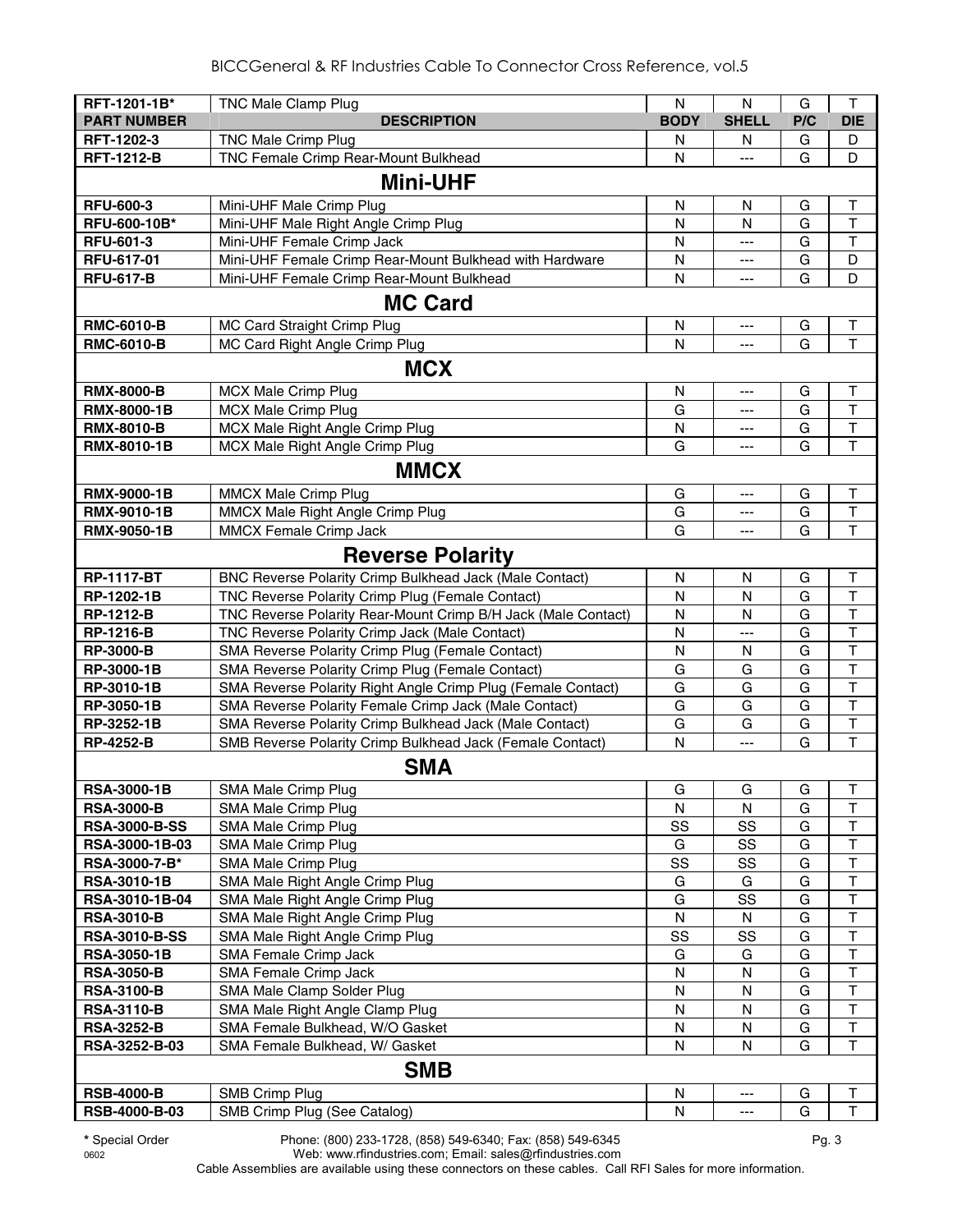| RFT-1201-1B* | TNC Male Clamp Plug | N | N | G | T |
|---|---|---|---|---|---|
| **PART NUMBER** | **DESCRIPTION** | **BODY** | **SHELL** | **P/C** | **DIE** |
| RFT-1202-3 | TNC Male Crimp Plug | N | N | G | D |
| RFT-1212-B | TNC Female Crimp Rear-Mount Bulkhead | N | --- | G | D |
| **Mini-UHF** | | | | | |
| RFU-600-3 | Mini-UHF Male Crimp Plug | N | N | G | T |
| RFU-600-10B* | Mini-UHF Male Right Angle Crimp Plug | N | N | G | T |
| RFU-601-3 | Mini-UHF Female Crimp Jack | N | --- | G | T |
| RFU-617-01 | Mini-UHF Female Crimp Rear-Mount Bulkhead with Hardware | N | --- | G | D |
| RFU-617-B | Mini-UHF Female Crimp Rear-Mount Bulkhead | N | --- | G | D |
| **MC Card** | | | | | |
| RMC-6010-B | MC Card Straight Crimp Plug | N | --- | G | T |
| RMC-6010-B | MC Card Right Angle Crimp Plug | N | --- | G | T |
| **MCX** | | | | | |
| RMX-8000-B | MCX Male Crimp Plug | N | --- | G | T |
| RMX-8000-1B | MCX Male Crimp Plug | G | --- | G | T |
| RMX-8010-B | MCX Male Right Angle Crimp Plug | N | --- | G | T |
| RMX-8010-1B | MCX Male Right Angle Crimp Plug | G | --- | G | T |
| **MMCX** | | | | | |
| RMX-9000-1B | MMCX Male Crimp Plug | G | --- | G | T |
| RMX-9010-1B | MMCX Male Right Angle Crimp Plug | G | --- | G | T |
| RMX-9050-1B | MMCX Female Crimp Jack | G | --- | G | T |
| **Reverse Polarity** | | | | | |
| RP-1117-BT | BNC Reverse Polarity Crimp Bulkhead Jack (Male Contact) | N | N | G | T |
| RP-1202-1B | TNC Reverse Polarity Crimp Plug (Female Contact) | N | N | G | T |
| RP-1212-B | TNC Reverse Polarity Rear-Mount Crimp B/H Jack (Male Contact) | N | N | G | T |
| RP-1216-B | TNC Reverse Polarity Crimp Jack (Male Contact) | N | --- | G | T |
| RP-3000-B | SMA Reverse Polarity Crimp Plug (Female Contact) | N | N | G | T |
| RP-3000-1B | SMA Reverse Polarity Crimp Plug (Female Contact) | G | G | G | T |
| RP-3010-1B | SMA Reverse Polarity Right Angle Crimp Plug (Female Contact) | G | G | G | T |
| RP-3050-1B | SMA Reverse Polarity Female Crimp Jack (Male Contact) | G | G | G | T |
| RP-3252-1B | SMA Reverse Polarity Crimp Bulkhead Jack (Male Contact) | G | G | G | T |
| RP-4252-B | SMB Reverse Polarity Crimp Bulkhead Jack (Female Contact) | N | --- | G | T |
| **SMA** | | | | | |
| RSA-3000-1B | SMA Male Crimp Plug | G | G | G | T |
| RSA-3000-B | SMA Male Crimp Plug | N | N | G | T |
| RSA-3000-B-SS | SMA Male Crimp Plug | SS | SS | G | T |
| RSA-3000-1B-03 | SMA Male Crimp Plug | G | SS | G | T |
| RSA-3000-7-B* | SMA Male Crimp Plug | SS | SS | G | T |
| RSA-3010-1B | SMA Male Right Angle Crimp Plug | G | G | G | T |
| RSA-3010-1B-04 | SMA Male Right Angle Crimp Plug | G | SS | G | T |
| RSA-3010-B | SMA Male Right Angle Crimp Plug | N | N | G | T |
| RSA-3010-B-SS | SMA Male Right Angle Crimp Plug | SS | SS | G | T |
| RSA-3050-1B | SMA Female Crimp Jack | G | G | G | T |
| RSA-3050-B | SMA Female Crimp Jack | N | N | G | T |
| RSA-3100-B | SMA Male Clamp Solder Plug | N | N | G | T |
| RSA-3110-B | SMA Male Right Angle Clamp Plug | N | N | G | T |
| RSA-3252-B | SMA Female Bulkhead, W/O Gasket | N | N | G | T |
| RSA-3252-B-03 | SMA Female Bulkhead, W/ Gasket | N | N | G | T |
| **SMB** | | | | | |
| RSB-4000-B | SMB Crimp Plug | N | --- | G | T |
| RSB-4000-B-03 | SMB Crimp Plug (See Catalog) | N | --- | G | T |

* Special Order

Phone: (800) 233-1728, (858) 549-6340; Fax: (858) 549-6345
Web: www.rfindustries.com; Email: sales@rfindustries.com

Cable Assemblies are available using these connectors on these cables. Call RFI Sales for more information.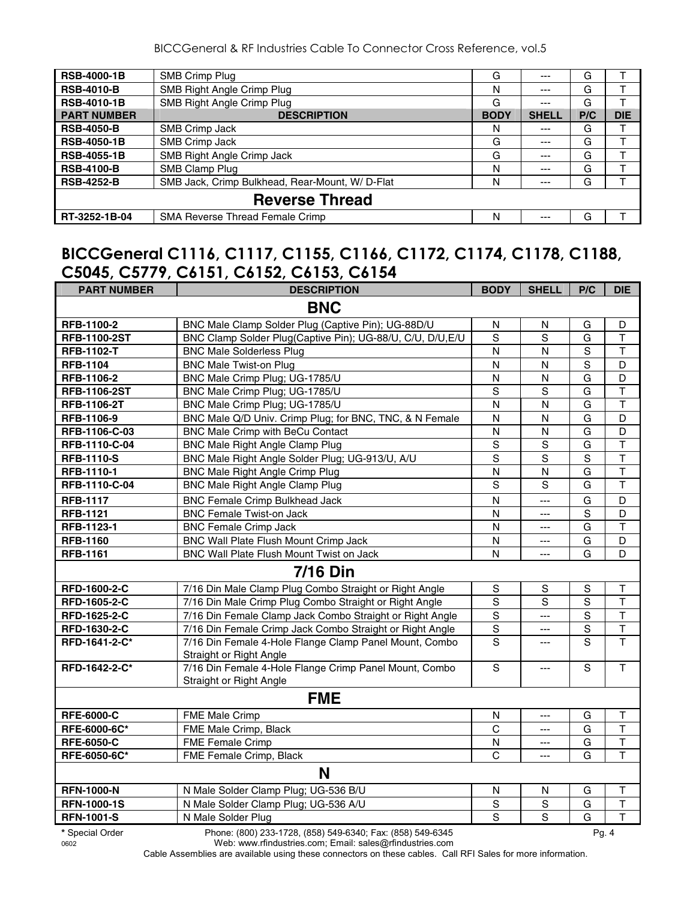| RSB-4000-1B | SMB Crimp Plug | G | --- | G | T |
|---|---|---|---|---|---|
| RSB-4010-B | SMB Right Angle Crimp Plug | N | --- | G | T |
| RSB-4010-1B | SMB Right Angle Crimp Plug | G | --- | G | T |
| **PART NUMBER** | **DESCRIPTION** | **BODY** | **SHELL** | **P/C** | **DIE** |
| RSB-4050-B | SMB Crimp Jack | N | --- | G | T |
| RSB-4050-1B | SMB Crimp Jack | G | --- | G | T |
| RSB-4055-1B | SMB Right Angle Crimp Jack | G | --- | G | T |
| RSB-4100-B | SMB Clamp Plug | N | --- | G | T |
| RSB-4252-B | SMB Jack, Crimp Bulkhead, Rear-Mount, W/ D-Flat | N | --- | G | T |
| **Reverse Thread** | | | | | |
| RT-3252-1B-04 | SMA Reverse Thread Female Crimp | N | --- | G | T |

## BICCGeneral C1116, C1117, C1155, C1166, C1172, C1174, C1178, C1188, C5045, C5779, C6151, C6152, C6153, C6154

| PART NUMBER | DESCRIPTION | BODY | SHELL | P/C | DIE |
|---|---|---|---|---|---|
| **BNC** | | | | | |
| RFB-1100-2 | BNC Male Clamp Solder Plug (Captive Pin); UG-88D/U | N | N | G | D |
| RFB-1100-2ST | BNC Clamp Solder Plug(Captive Pin); UG-88/U, C/U, D/U,E/U | S | S | G | T |
| RFB-1102-T | BNC Male Solderless Plug | N | N | S | T |
| RFB-1104 | BNC Male Twist-on Plug | N | N | S | D |
| RFB-1106-2 | BNC Male Crimp Plug; UG-1785/U | N | N | G | D |
| RFB-1106-2ST | BNC Male Crimp Plug; UG-1785/U | S | S | G | T |
| RFB-1106-2T | BNC Male Crimp Plug; UG-1785/U | N | N | G | T |
| RFB-1106-9 | BNC Male Q/D Univ. Crimp Plug; for BNC, TNC, & N Female | N | N | G | D |
| RFB-1106-C-03 | BNC Male Crimp with BeCu Contact | N | N | G | D |
| RFB-1110-C-04 | BNC Male Right Angle Clamp Plug | S | S | G | T |
| RFB-1110-S | BNC Male Right Angle Solder Plug; UG-913/U, A/U | S | S | S | T |
| RFB-1110-1 | BNC Male Right Angle Crimp Plug | N | N | G | T |
| RFB-1110-C-04 | BNC Male Right Angle Clamp Plug | S | S | G | T |
| RFB-1117 | BNC Female Crimp Bulkhead Jack | N | --- | G | D |
| RFB-1121 | BNC Female Twist-on Jack | N | --- | S | D |
| RFB-1123-1 | BNC Female Crimp Jack | N | --- | G | T |
| RFB-1160 | BNC Wall Plate Flush Mount Crimp Jack | N | --- | G | D |
| RFB-1161 | BNC Wall Plate Flush Mount Twist on Jack | N | --- | G | D |
| **7/16 Din** | | | | | |
| RFD-1600-2-C | 7/16 Din Male Clamp Plug Combo Straight or Right Angle | S | S | S | T |
| RFD-1605-2-C | 7/16 Din Male Crimp Plug Combo Straight or Right Angle | S | S | S | T |
| RFD-1625-2-C | 7/16 Din Female Clamp Jack Combo Straight or Right Angle | S | --- | S | T |
| RFD-1630-2-C | 7/16 Din Female Crimp Jack Combo Straight or Right Angle | S | --- | S | T |
| RFD-1641-2-C* | 7/16 Din Female 4-Hole Flange Clamp Panel Mount, Combo Straight or Right Angle | S | --- | S | T |
| RFD-1642-2-C* | 7/16 Din Female 4-Hole Flange Crimp Panel Mount, Combo Straight or Right Angle | S | --- | S | T |
| **FME** | | | | | |
| RFE-6000-C | FME Male Crimp | N | --- | G | T |
| RFE-6000-6C* | FME Male Crimp, Black | C | --- | G | T |
| RFE-6050-C | FME Female Crimp | N | --- | G | T |
| RFE-6050-6C* | FME Female Crimp, Black | C | --- | G | T |
| **N** | | | | | |
| RFN-1000-N | N Male Solder Clamp Plug; UG-536 B/U | N | N | G | T |
| RFN-1000-1S | N Male Solder Clamp Plug; UG-536 A/U | S | S | G | T |
| RFN-1001-S | N Male Solder Plug | S | S | G | T |

* Special Order

Phone: (800) 233-1728, (858) 549-6340; Fax: (858) 549-6345
Web: www.rfindustries.com; Email: sales@rfindustries.com

Cable Assemblies are available using these connectors on these cables. Call RFI Sales for more information.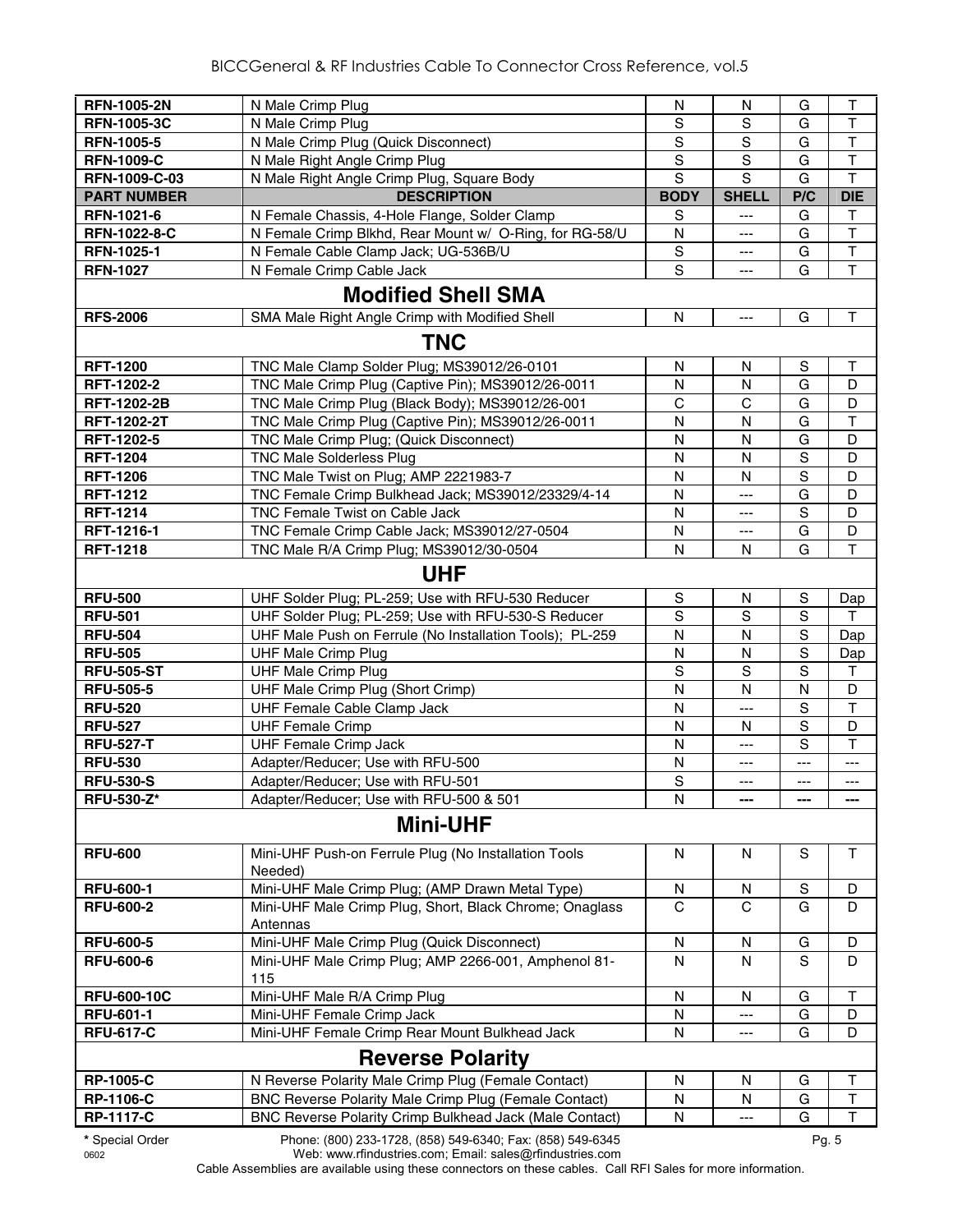| RFN-1005-2N | N Male Crimp Plug | N | N | G | T |
|---|---|---|---|---|---|
| **RFN-1005-3C** | N Male Crimp Plug | S | S | G | T |
| **RFN-1005-5** | N Male Crimp Plug (Quick Disconnect) | S | S | G | T |
| **RFN-1009-C** | N Male Right Angle Crimp Plug | S | S | G | T |
| **RFN-1009-C-03** | N Male Right Angle Crimp Plug, Square Body | S | S | G | T |
| **PART NUMBER** | **DESCRIPTION** | **BODY** | **SHELL** | **P/C** | **DIE** |
| **RFN-1021-6** | N Female Chassis, 4-Hole Flange, Solder Clamp | S | --- | G | T |
| **RFN-1022-8-C** | N Female Crimp Blkhd, Rear Mount w/ O-Ring, for RG-58/U | N | --- | G | T |
| **RFN-1025-1** | N Female Cable Clamp Jack; UG-536B/U | S | --- | G | T |
| **RFN-1027** | N Female Crimp Cable Jack | S | --- | G | T |
| **Modified Shell SMA** | | | | | |
| **RFS-2006** | SMA Male Right Angle Crimp with Modified Shell | N | --- | G | T |
| **TNC** | | | | | |
| **RFT-1200** | TNC Male Clamp Solder Plug; MS39012/26-0101 | N | N | S | T |
| **RFT-1202-2** | TNC Male Crimp Plug (Captive Pin); MS39012/26-0011 | N | N | G | D |
| **RFT-1202-2B** | TNC Male Crimp Plug (Black Body); MS39012/26-001 | C | C | G | D |
| **RFT-1202-2T** | TNC Male Crimp Plug (Captive Pin); MS39012/26-0011 | N | N | G | T |
| **RFT-1202-5** | TNC Male Crimp Plug; (Quick Disconnect) | N | N | G | D |
| **RFT-1204** | TNC Male Solderless Plug | N | N | S | D |
| **RFT-1206** | TNC Male Twist on Plug; AMP 2221983-7 | N | N | S | D |
| **RFT-1212** | TNC Female Crimp Bulkhead Jack; MS39012/23329/4-14 | N | --- | G | D |
| **RFT-1214** | TNC Female Twist on Cable Jack | N | --- | S | D |
| **RFT-1216-1** | TNC Female Crimp Cable Jack; MS39012/27-0504 | N | --- | G | D |
| **RFT-1218** | TNC Male R/A Crimp Plug; MS39012/30-0504 | N | N | G | T |
| **UHF** | | | | | |
| **RFU-500** | UHF Solder Plug; PL-259; Use with RFU-530 Reducer | S | N | S | Dap |
| **RFU-501** | UHF Solder Plug; PL-259; Use with RFU-530-S Reducer | S | S | S | T |
| **RFU-504** | UHF Male Push on Ferrule (No Installation Tools); PL-259 | N | N | S | Dap |
| **RFU-505** | UHF Male Crimp Plug | N | N | S | Dap |
| **RFU-505-ST** | UHF Male Crimp Plug | S | S | S | T |
| **RFU-505-5** | UHF Male Crimp Plug (Short Crimp) | N | N | N | D |
| **RFU-520** | UHF Female Cable Clamp Jack | N | --- | S | T |
| **RFU-527** | UHF Female Crimp | N | N | S | D |
| **RFU-527-T** | UHF Female Crimp Jack | N | --- | S | T |
| **RFU-530** | Adapter/Reducer; Use with RFU-500 | N | --- | --- | --- |
| **RFU-530-S** | Adapter/Reducer; Use with RFU-501 | S | --- | --- | --- |
| **RFU-530-Z*** | Adapter/Reducer; Use with RFU-500 & 501 | N | --- | --- | --- |
| **Mini-UHF** | | | | | |
| **RFU-600** | Mini-UHF Push-on Ferrule Plug (No Installation Tools Needed) | N | N | S | T |
| **RFU-600-1** | Mini-UHF Male Crimp Plug; (AMP Drawn Metal Type) | N | N | S | D |
| **RFU-600-2** | Mini-UHF Male Crimp Plug, Short, Black Chrome; Onaglass Antennas | C | C | G | D |
| **RFU-600-5** | Mini-UHF Male Crimp Plug (Quick Disconnect) | N | N | G | D |
| **RFU-600-6** | Mini-UHF Male Crimp Plug; AMP 2266-001, Amphenol 81-115 | N | N | S | D |
| **RFU-600-10C** | Mini-UHF Male R/A Crimp Plug | N | N | G | T |
| **RFU-601-1** | Mini-UHF Female Crimp Jack | N | --- | G | D |
| **RFU-617-C** | Mini-UHF Female Crimp Rear Mount Bulkhead Jack | N | --- | G | D |
| **Reverse Polarity** | | | | | |
| **RP-1005-C** | N Reverse Polarity Male Crimp Plug (Female Contact) | N | N | G | T |
| **RP-1106-C** | BNC Reverse Polarity Male Crimp Plug (Female Contact) | N | N | G | T |
| **RP-1117-C** | BNC Reverse Polarity Crimp Bulkhead Jack (Male Contact) | N | --- | G | T |

**\*** Special Order

Phone: (800) 233-1728, (858) 549-6340; Fax: (858) 549-6345
Web: www.rfindustries.com; Email: sales@rfindustries.com

Cable Assemblies are available using these connectors on these cables. Call RFI Sales for more information.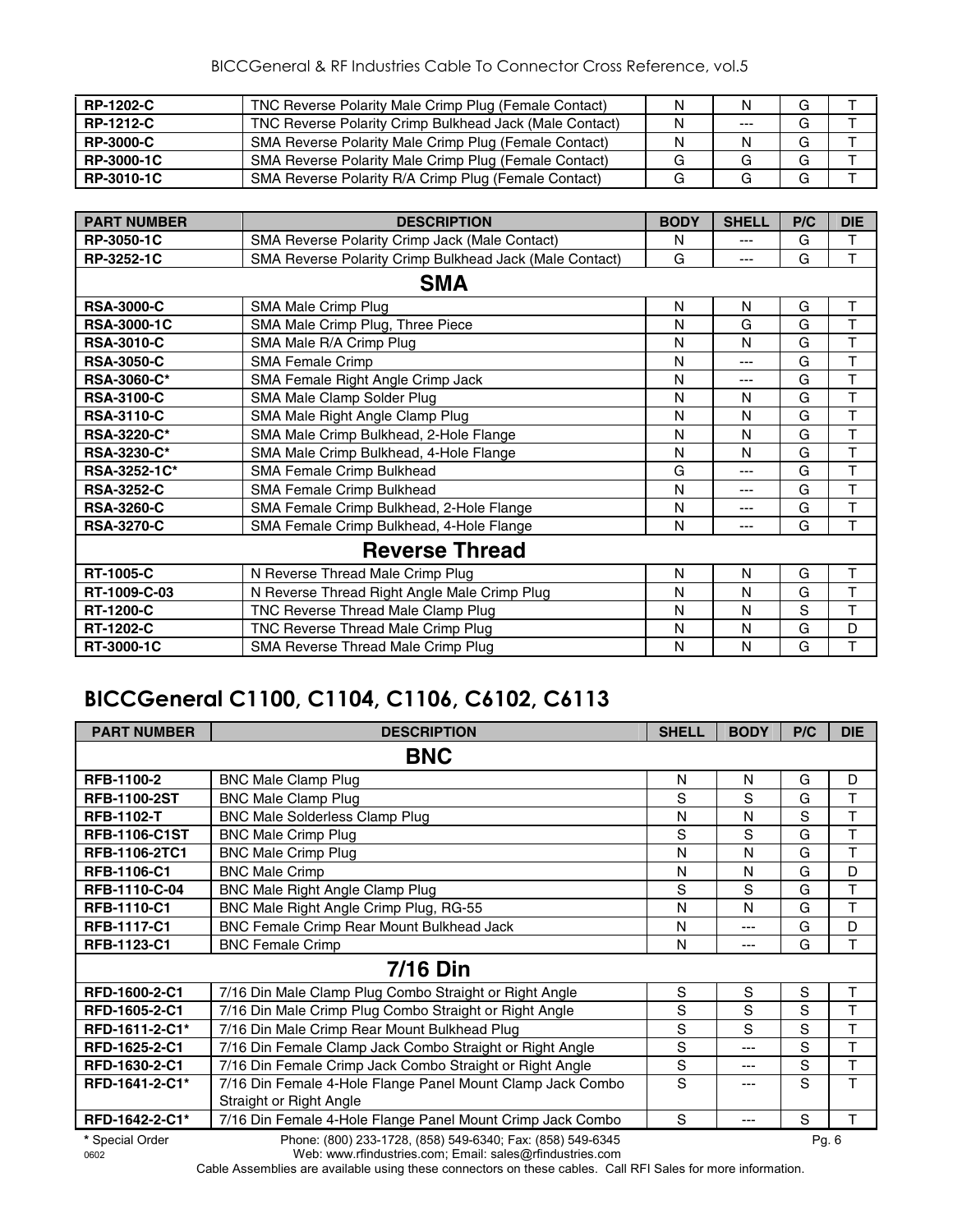| RP-1202-C | TNC Reverse Polarity Male Crimp Plug (Female Contact) | N | N | G | T |
|---|---|---|---|---|---|
| RP-1212-C | TNC Reverse Polarity Crimp Bulkhead Jack (Male Contact) | N | --- | G | T |
| RP-3000-C | SMA Reverse Polarity Male Crimp Plug (Female Contact) | N | N | G | T |
| RP-3000-1C | SMA Reverse Polarity Male Crimp Plug (Female Contact) | G | G | G | T |
| RP-3010-1C | SMA Reverse Polarity R/A Crimp Plug (Female Contact) | G | G | G | T |

| PART NUMBER | DESCRIPTION | BODY | SHELL | P/C | DIE |
|---|---|---|---|---|---|
| **RP-3050-1C** | SMA Reverse Polarity Crimp Jack (Male Contact) | N | --- | G | T |
| **RP-3252-1C** | SMA Reverse Polarity Crimp Bulkhead Jack (Male Contact) | G | --- | G | T |
| | **SMA** | | | | |
| **RSA-3000-C** | SMA Male Crimp Plug | N | N | G | T |
| **RSA-3000-1C** | SMA Male Crimp Plug, Three Piece | N | G | G | T |
| **RSA-3010-C** | SMA Male R/A Crimp Plug | N | N | G | T |
| **RSA-3050-C** | SMA Female Crimp | N | --- | G | T |
| **RSA-3060-C*** | SMA Female Right Angle Crimp Jack | N | --- | G | T |
| **RSA-3100-C** | SMA Male Clamp Solder Plug | N | N | G | T |
| **RSA-3110-C** | SMA Male Right Angle Clamp Plug | N | N | G | T |
| **RSA-3220-C*** | SMA Male Crimp Bulkhead, 2-Hole Flange | N | N | G | T |
| **RSA-3230-C*** | SMA Male Crimp Bulkhead, 4-Hole Flange | N | N | G | T |
| **RSA-3252-1C*** | SMA Female Crimp Bulkhead | G | --- | G | T |
| **RSA-3252-C** | SMA Female Crimp Bulkhead | N | --- | G | T |
| **RSA-3260-C** | SMA Female Crimp Bulkhead, 2-Hole Flange | N | --- | G | T |
| **RSA-3270-C** | SMA Female Crimp Bulkhead, 4-Hole Flange | N | --- | G | T |
| | **Reverse Thread** | | | | |
| **RT-1005-C** | N Reverse Thread Male Crimp Plug | N | N | G | T |
| **RT-1009-C-03** | N Reverse Thread Right Angle Male Crimp Plug | N | N | G | T |
| **RT-1200-C** | TNC Reverse Thread Male Clamp Plug | N | N | S | T |
| **RT-1202-C** | TNC Reverse Thread Male Crimp Plug | N | N | G | D |
| **RT-3000-1C** | SMA Reverse Thread Male Crimp Plug | N | N | G | T |

## BICCGeneral C1100, C1104, C1106, C6102, C6113

| PART NUMBER | DESCRIPTION | SHELL | BODY | P/C | DIE |
|---|---|---|---|---|---|
| | **BNC** | | | | |
| **RFB-1100-2** | BNC Male Clamp Plug | N | N | G | D |
| **RFB-1100-2ST** | BNC Male Clamp Plug | S | S | G | T |
| **RFB-1102-T** | BNC Male Solderless Clamp Plug | N | N | S | T |
| **RFB-1106-C1ST** | BNC Male Crimp Plug | S | S | G | T |
| **RFB-1106-2TC1** | BNC Male Crimp Plug | N | N | G | T |
| **RFB-1106-C1** | BNC Male Crimp | N | N | G | D |
| **RFB-1110-C-04** | BNC Male Right Angle Clamp Plug | S | S | G | T |
| **RFB-1110-C1** | BNC Male Right Angle Crimp Plug, RG-55 | N | N | G | T |
| **RFB-1117-C1** | BNC Female Crimp Rear Mount Bulkhead Jack | N | --- | G | D |
| **RFB-1123-C1** | BNC Female Crimp | N | --- | G | T |
| | **7/16 Din** | | | | |
| **RFD-1600-2-C1** | 7/16 Din Male Clamp Plug Combo Straight or Right Angle | S | S | S | T |
| **RFD-1605-2-C1** | 7/16 Din Male Crimp Plug Combo Straight or Right Angle | S | S | S | T |
| **RFD-1611-2-C1*** | 7/16 Din Male Crimp Rear Mount Bulkhead Plug | S | S | S | T |
| **RFD-1625-2-C1** | 7/16 Din Female Clamp Jack Combo Straight or Right Angle | S | --- | S | T |
| **RFD-1630-2-C1** | 7/16 Din Female Crimp Jack Combo Straight or Right Angle | S | --- | S | T |
| **RFD-1641-2-C1*** | 7/16 Din Female 4-Hole Flange Panel Mount Clamp Jack Combo Straight or Right Angle | S | --- | S | T |
| **RFD-1642-2-C1*** | 7/16 Din Female 4-Hole Flange Panel Mount Crimp Jack Combo | S | --- | S | T |

* Special Order

Phone: (800) 233-1728, (858) 549-6340; Fax: (858) 549-6345
Web: www.rfindustries.com; Email: sales@rfindustries.com

Cable Assemblies are available using these connectors on these cables. Call RFI Sales for more information.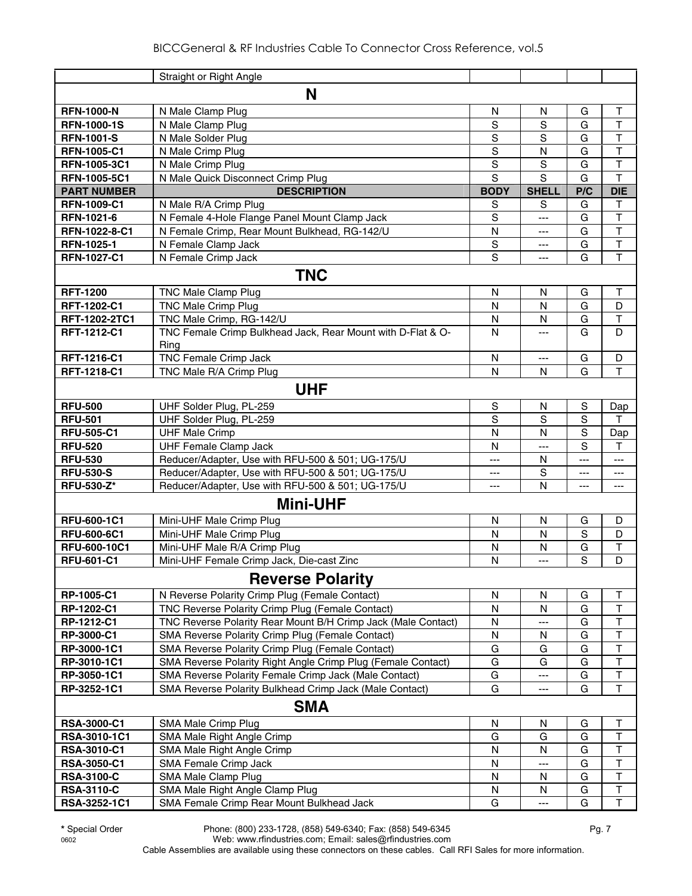| | Straight or Right Angle | | | | |
|---|---|---|---|---|---|
| **N** | | | | | |
| **RFN-1000-N** | N Male Clamp Plug | N | N | G | T |
| **RFN-1000-1S** | N Male Clamp Plug | S | S | G | T |
| **RFN-1001-S** | N Male Solder Plug | S | S | G | T |
| **RFN-1005-C1** | N Male Crimp Plug | S | N | G | T |
| **RFN-1005-3C1** | N Male Crimp Plug | S | S | G | T |
| **RFN-1005-5C1** | N Male Quick Disconnect Crimp Plug | S | S | G | T |
| **PART NUMBER** | **DESCRIPTION** | **BODY** | **SHELL** | **P/C** | **DIE** |
| **RFN-1009-C1** | N Male R/A Crimp Plug | S | S | G | T |
| **RFN-1021-6** | N Female 4-Hole Flange Panel Mount Clamp Jack | S | --- | G | T |
| **RFN-1022-8-C1** | N Female Crimp, Rear Mount Bulkhead, RG-142/U | N | --- | G | T |
| **RFN-1025-1** | N Female Clamp Jack | S | --- | G | T |
| **RFN-1027-C1** | N Female Crimp Jack | S | --- | G | T |
| **TNC** | | | | | |
| **RFT-1200** | TNC Male Clamp Plug | N | N | G | T |
| **RFT-1202-C1** | TNC Male Crimp Plug | N | N | G | D |
| **RFT-1202-2TC1** | TNC Male Crimp, RG-142/U | N | N | G | T |
| **RFT-1212-C1** | TNC Female Crimp Bulkhead Jack, Rear Mount with D-Flat & O-Ring | N | --- | G | D |
| **RFT-1216-C1** | TNC Female Crimp Jack | N | --- | G | D |
| **RFT-1218-C1** | TNC Male R/A Crimp Plug | N | N | G | T |
| **UHF** | | | | | |
| **RFU-500** | UHF Solder Plug, PL-259 | S | N | S | Dap |
| **RFU-501** | UHF Solder Plug, PL-259 | S | S | S | T |
| **RFU-505-C1** | UHF Male Crimp | N | N | S | Dap |
| **RFU-520** | UHF Female Clamp Jack | N | --- | S | T |
| **RFU-530** | Reducer/Adapter, Use with RFU-500 & 501; UG-175/U | --- | N | --- | --- |
| **RFU-530-S** | Reducer/Adapter, Use with RFU-500 & 501; UG-175/U | --- | S | --- | --- |
| **RFU-530-Z*** | Reducer/Adapter, Use with RFU-500 & 501; UG-175/U | --- | N | --- | --- |
| **Mini-UHF** | | | | | |
| **RFU-600-1C1** | Mini-UHF Male Crimp Plug | N | N | G | D |
| **RFU-600-6C1** | Mini-UHF Male Crimp Plug | N | N | S | D |
| **RFU-600-10C1** | Mini-UHF Male R/A Crimp Plug | N | N | G | T |
| **RFU-601-C1** | Mini-UHF Female Crimp Jack, Die-cast Zinc | N | --- | S | D |
| **Reverse Polarity** | | | | | |
| **RP-1005-C1** | N Reverse Polarity Crimp Plug (Female Contact) | N | N | G | T |
| **RP-1202-C1** | TNC Reverse Polarity Crimp Plug (Female Contact) | N | N | G | T |
| **RP-1212-C1** | TNC Reverse Polarity Rear Mount B/H Crimp Jack (Male Contact) | N | --- | G | T |
| **RP-3000-C1** | SMA Reverse Polarity Crimp Plug (Female Contact) | N | N | G | T |
| **RP-3000-1C1** | SMA Reverse Polarity Crimp Plug (Female Contact) | G | G | G | T |
| **RP-3010-1C1** | SMA Reverse Polarity Right Angle Crimp Plug (Female Contact) | G | G | G | T |
| **RP-3050-1C1** | SMA Reverse Polarity Female Crimp Jack (Male Contact) | G | --- | G | T |
| **RP-3252-1C1** | SMA Reverse Polarity Bulkhead Crimp Jack (Male Contact) | G | --- | G | T |
| **SMA** | | | | | |
| **RSA-3000-C1** | SMA Male Crimp Plug | N | N | G | T |
| **RSA-3010-1C1** | SMA Male Right Angle Crimp | G | G | G | T |
| **RSA-3010-C1** | SMA Male Right Angle Crimp | N | N | G | T |
| **RSA-3050-C1** | SMA Female Crimp Jack | N | --- | G | T |
| **RSA-3100-C** | SMA Male Clamp Plug | N | N | G | T |
| **RSA-3110-C** | SMA Male Right Angle Clamp Plug | N | N | G | T |
| **RSA-3252-1C1** | SMA Female Crimp Rear Mount Bulkhead Jack | G | --- | G | T |

**\*** Special Order

Phone: (800) 233-1728, (858) 549-6340; Fax: (858) 549-6345
Web: www.rfindustries.com; Email: sales@rfindustries.com

Cable Assemblies are available using these connectors on these cables. Call RFI Sales for more information.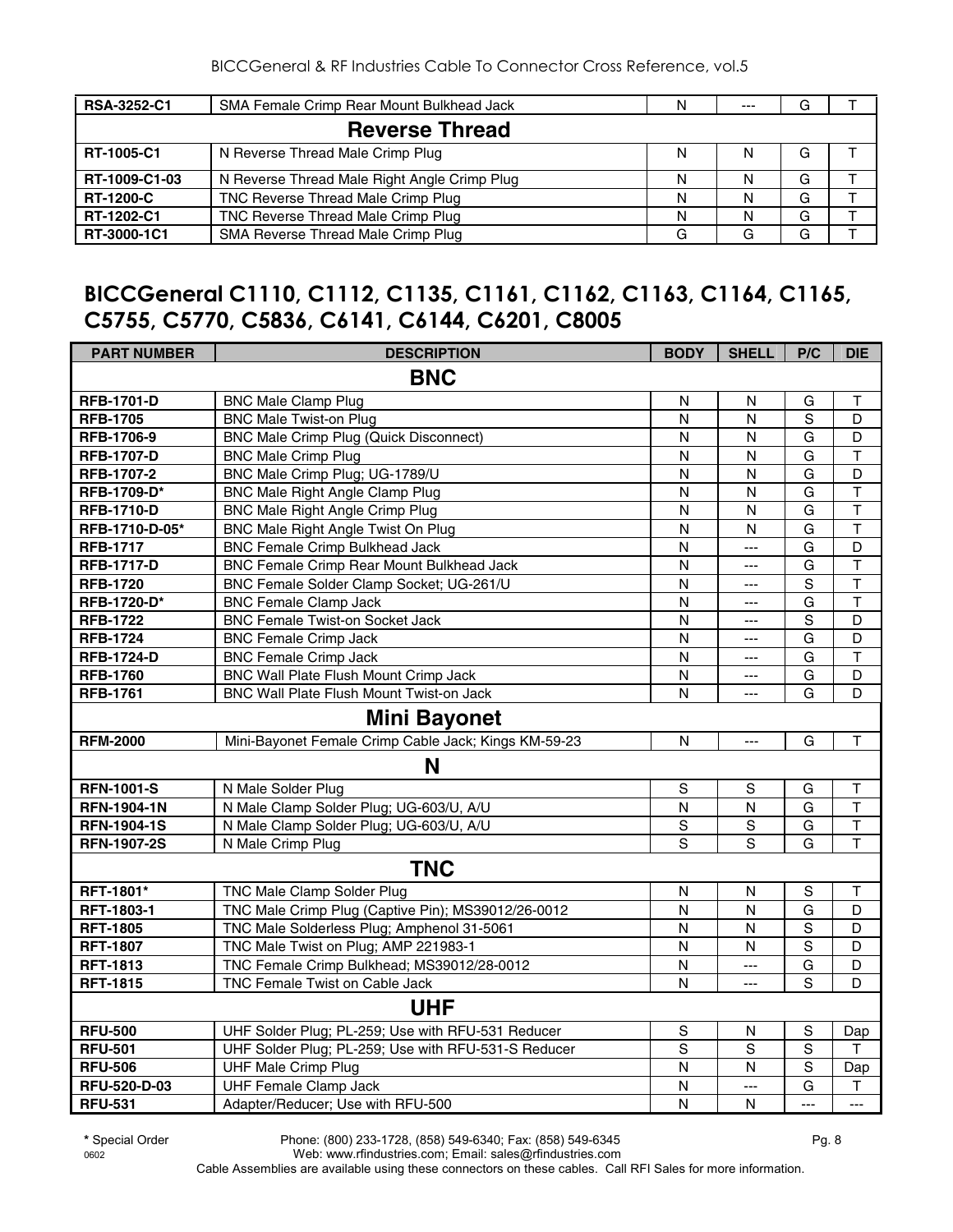| RSA-3252-C1 | SMA Female Crimp Rear Mount Bulkhead Jack | N | --- | G | T |
|---|---|---|---|---|---|
| **Reverse Thread** | | | | | |
| RT-1005-C1 | N Reverse Thread Male Crimp Plug | N | N | G | T |
| RT-1009-C1-03 | N Reverse Thread Male Right Angle Crimp Plug | N | N | G | T |
| RT-1200-C | TNC Reverse Thread Male Crimp Plug | N | N | G | T |
| RT-1202-C1 | TNC Reverse Thread Male Crimp Plug | N | N | G | T |
| RT-3000-1C1 | SMA Reverse Thread Male Crimp Plug | G | G | G | T |

## BICCGeneral C1110, C1112, C1135, C1161, C1162, C1163, C1164, C1165, C5755, C5770, C5836, C6141, C6144, C6201, C8005

| PART NUMBER | DESCRIPTION | BODY | SHELL | P/C | DIE |
|---|---|---|---|---|---|
| **BNC** | | | | | |
| RFB-1701-D | BNC Male Clamp Plug | N | N | G | T |
| RFB-1705 | BNC Male Twist-on Plug | N | N | S | D |
| RFB-1706-9 | BNC Male Crimp Plug (Quick Disconnect) | N | N | G | D |
| RFB-1707-D | BNC Male Crimp Plug | N | N | G | T |
| RFB-1707-2 | BNC Male Crimp Plug; UG-1789/U | N | N | G | D |
| RFB-1709-D* | BNC Male Right Angle Clamp Plug | N | N | G | T |
| RFB-1710-D | BNC Male Right Angle Crimp Plug | N | N | G | T |
| RFB-1710-D-05* | BNC Male Right Angle Twist On Plug | N | N | G | T |
| RFB-1717 | BNC Female Crimp Bulkhead Jack | N | --- | G | D |
| RFB-1717-D | BNC Female Crimp Rear Mount Bulkhead Jack | N | --- | G | T |
| RFB-1720 | BNC Female Solder Clamp Socket; UG-261/U | N | --- | S | T |
| RFB-1720-D* | BNC Female Clamp Jack | N | --- | G | T |
| RFB-1722 | BNC Female Twist-on Socket Jack | N | --- | S | D |
| RFB-1724 | BNC Female Crimp Jack | N | --- | G | D |
| RFB-1724-D | BNC Female Crimp Jack | N | --- | G | T |
| RFB-1760 | BNC Wall Plate Flush Mount Crimp Jack | N | --- | G | D |
| RFB-1761 | BNC Wall Plate Flush Mount Twist-on Jack | N | --- | G | D |
| **Mini Bayonet** | | | | | |
| RFM-2000 | Mini-Bayonet Female Crimp Cable Jack; Kings KM-59-23 | N | --- | G | T |
| **N** | | | | | |
| RFN-1001-S | N Male Solder Plug | S | S | G | T |
| RFN-1904-1N | N Male Clamp Solder Plug; UG-603/U, A/U | N | N | G | T |
| RFN-1904-1S | N Male Clamp Solder Plug; UG-603/U, A/U | S | S | G | T |
| RFN-1907-2S | N Male Crimp Plug | S | S | G | T |
| **TNC** | | | | | |
| RFT-1801* | TNC Male Clamp Solder Plug | N | N | S | T |
| RFT-1803-1 | TNC Male Crimp Plug (Captive Pin); MS39012/26-0012 | N | N | G | D |
| RFT-1805 | TNC Male Solderless Plug; Amphenol 31-5061 | N | N | S | D |
| RFT-1807 | TNC Male Twist on Plug; AMP 221983-1 | N | N | S | D |
| RFT-1813 | TNC Female Crimp Bulkhead; MS39012/28-0012 | N | --- | G | D |
| RFT-1815 | TNC Female Twist on Cable Jack | N | --- | S | D |
| **UHF** | | | | | |
| RFU-500 | UHF Solder Plug; PL-259; Use with RFU-531 Reducer | S | N | S | Dap |
| RFU-501 | UHF Solder Plug; PL-259; Use with RFU-531-S Reducer | S | S | S | T |
| RFU-506 | UHF Male Crimp Plug | N | N | S | Dap |
| RFU-520-D-03 | UHF Female Clamp Jack | N | --- | G | T |
| RFU-531 | Adapter/Reducer; Use with RFU-500 | N | N | --- | --- |

* Special Order

Phone: (800) 233-1728, (858) 549-6340; Fax: (858) 549-6345
Web: www.rfindustries.com; Email: sales@rfindustries.com
Cable Assemblies are available using these connectors on these cables. Call RFI Sales for more information.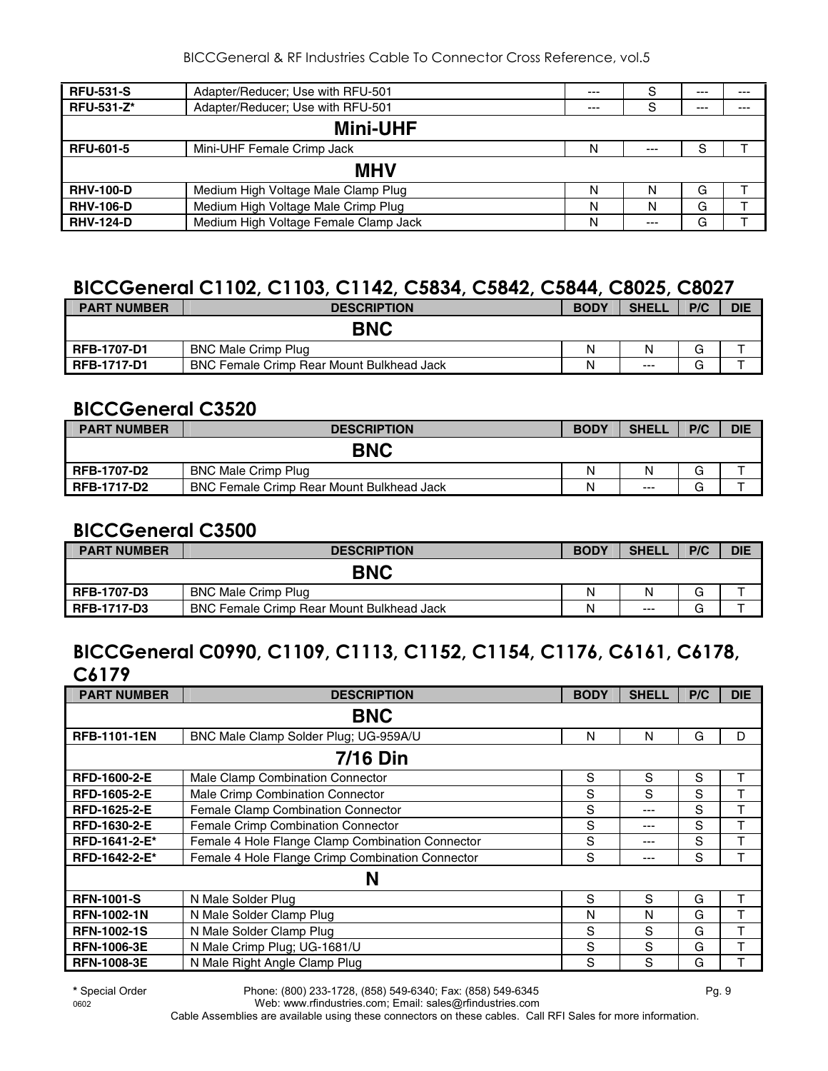| RFU-531-S | Adapter/Reducer; Use with RFU-501 | --- | S | --- | --- |
|---|---|---|---|---|---|
| RFU-531-Z* | Adapter/Reducer; Use with RFU-501 | --- | S | --- | --- |
| **Mini-UHF** | | | | | |
| **RFU-601-5** | Mini-UHF Female Crimp Jack | N | --- | S | T |
| **MHV** | | | | | |
| **RHV-100-D** | Medium High Voltage Male Clamp Plug | N | N | G | T |
| **RHV-106-D** | Medium High Voltage Male Crimp Plug | N | N | G | T |
| **RHV-124-D** | Medium High Voltage Female Clamp Jack | N | --- | G | T |

## BICCGeneral C1102, C1103, C1142, C5834, C5842, C5844, C8025, C8027

| PART NUMBER | DESCRIPTION | BODY | SHELL | P/C | DIE |
|---|---|---|---|---|---|
| **BNC** | | | | | |
| **RFB-1707-D1** | BNC Male Crimp Plug | N | N | G | T |
| **RFB-1717-D1** | BNC Female Crimp Rear Mount Bulkhead Jack | N | --- | G | T |

## BICCGeneral C3520

| PART NUMBER | DESCRIPTION | BODY | SHELL | P/C | DIE |
|---|---|---|---|---|---|
| **BNC** | | | | | |
| **RFB-1707-D2** | BNC Male Crimp Plug | N | N | G | T |
| **RFB-1717-D2** | BNC Female Crimp Rear Mount Bulkhead Jack | N | --- | G | T |

## BICCGeneral C3500

| PART NUMBER | DESCRIPTION | BODY | SHELL | P/C | DIE |
|---|---|---|---|---|---|
| **BNC** | | | | | |
| **RFB-1707-D3** | BNC Male Crimp Plug | N | N | G | T |
| **RFB-1717-D3** | BNC Female Crimp Rear Mount Bulkhead Jack | N | --- | G | T |

## BICCGeneral C0990, C1109, C1113, C1152, C1154, C1176, C6161, C6178, C6179

| PART NUMBER | DESCRIPTION | BODY | SHELL | P/C | DIE |
|---|---|---|---|---|---|
| **BNC** | | | | | |
| **RFB-1101-1EN** | BNC Male Clamp Solder Plug; UG-959A/U | N | N | G | D |
| **7/16 Din** | | | | | |
| **RFD-1600-2-E** | Male Clamp Combination Connector | S | S | S | T |
| **RFD-1605-2-E** | Male Crimp Combination Connector | S | S | S | T |
| **RFD-1625-2-E** | Female Clamp Combination Connector | S | --- | S | T |
| **RFD-1630-2-E** | Female Crimp Combination Connector | S | --- | S | T |
| **RFD-1641-2-E*** | Female 4 Hole Flange Clamp Combination Connector | S | --- | S | T |
| **RFD-1642-2-E*** | Female 4 Hole Flange Crimp Combination Connector | S | --- | S | T |
| **N** | | | | | |
| **RFN-1001-S** | N Male Solder Plug | S | S | G | T |
| **RFN-1002-1N** | N Male Solder Clamp Plug | N | N | G | T |
| **RFN-1002-1S** | N Male Solder Clamp Plug | S | S | G | T |
| **RFN-1006-3E** | N Male Crimp Plug; UG-1681/U | S | S | G | T |
| **RFN-1008-3E** | N Male Right Angle Clamp Plug | S | S | G | T |

\* Special Order

Phone: (800) 233-1728, (858) 549-6340; Fax: (858) 549-6345
Web: www.rfindustries.com; Email: sales@rfindustries.com

Cable Assemblies are available using these connectors on these cables. Call RFI Sales for more information.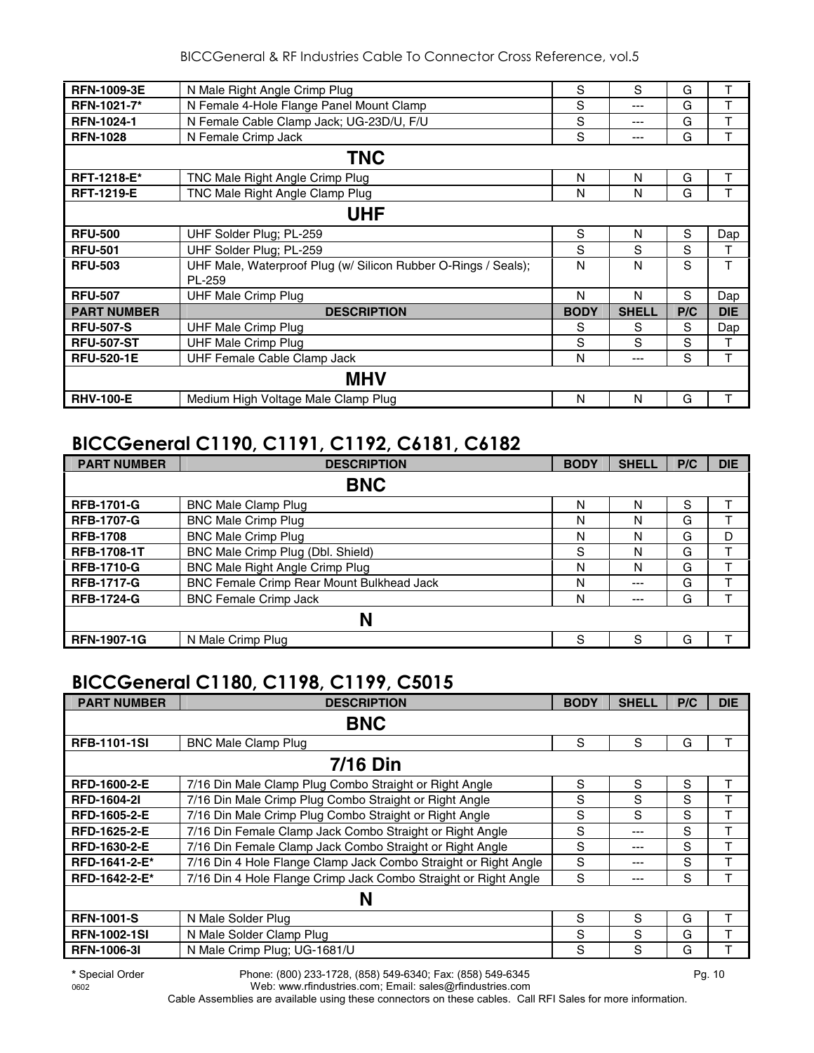| | | | | | |
|---|---|---|---|---|---|
| **RFN-1009-3E** | N Male Right Angle Crimp Plug | S | S | G | T |
| **RFN-1021-7*** | N Female 4-Hole Flange Panel Mount Clamp | S | --- | G | T |
| **RFN-1024-1** | N Female Cable Clamp Jack; UG-23D/U, F/U | S | --- | G | T |
| **RFN-1028** | N Female Crimp Jack | S | --- | G | T |
| | **TNC** | | | | |
| **RFT-1218-E*** | TNC Male Right Angle Crimp Plug | N | N | G | T |
| **RFT-1219-E** | TNC Male Right Angle Clamp Plug | N | N | G | T |
| | **UHF** | | | | |
| **RFU-500** | UHF Solder Plug; PL-259 | S | N | S | Dap |
| **RFU-501** | UHF Solder Plug; PL-259 | S | S | S | T |
| **RFU-503** | UHF Male, Waterproof Plug (w/ Silicon Rubber O-Rings / Seals); PL-259 | N | N | S | T |
| **RFU-507** | UHF Male Crimp Plug | N | N | S | Dap |
| **PART NUMBER** | **DESCRIPTION** | **BODY** | **SHELL** | **P/C** | **DIE** |
| **RFU-507-S** | UHF Male Crimp Plug | S | S | S | Dap |
| **RFU-507-ST** | UHF Male Crimp Plug | S | S | S | T |
| **RFU-520-1E** | UHF Female Cable Clamp Jack | N | --- | S | T |
| | **MHV** | | | | |
| **RHV-100-E** | Medium High Voltage Male Clamp Plug | N | N | G | T |

## BICCGeneral C1190, C1191, C1192, C6181, C6182

| PART NUMBER | DESCRIPTION | BODY | SHELL | P/C | DIE |
|---|---|---|---|---|---|
| | **BNC** | | | | |
| **RFB-1701-G** | BNC Male Clamp Plug | N | N | S | T |
| **RFB-1707-G** | BNC Male Crimp Plug | N | N | G | T |
| **RFB-1708** | BNC Male Crimp Plug | N | N | G | D |
| **RFB-1708-1T** | BNC Male Crimp Plug (Dbl. Shield) | S | N | G | T |
| **RFB-1710-G** | BNC Male Right Angle Crimp Plug | N | N | G | T |
| **RFB-1717-G** | BNC Female Crimp Rear Mount Bulkhead Jack | N | --- | G | T |
| **RFB-1724-G** | BNC Female Crimp Jack | N | --- | G | T |
| | **N** | | | | |
| **RFN-1907-1G** | N Male Crimp Plug | S | S | G | T |

## BICCGeneral C1180, C1198, C1199, C5015

| PART NUMBER | DESCRIPTION | BODY | SHELL | P/C | DIE |
|---|---|---|---|---|---|
| | **BNC** | | | | |
| **RFB-1101-1SI** | BNC Male Clamp Plug | S | S | G | T |
| | **7/16 Din** | | | | |
| **RFD-1600-2-E** | 7/16 Din Male Clamp Plug Combo Straight or Right Angle | S | S | S | T |
| **RFD-1604-2I** | 7/16 Din Male Crimp Plug Combo Straight or Right Angle | S | S | S | T |
| **RFD-1605-2-E** | 7/16 Din Male Crimp Plug Combo Straight or Right Angle | S | S | S | T |
| **RFD-1625-2-E** | 7/16 Din Female Clamp Jack Combo Straight or Right Angle | S | --- | S | T |
| **RFD-1630-2-E** | 7/16 Din Female Clamp Jack Combo Straight or Right Angle | S | --- | S | T |
| **RFD-1641-2-E*** | 7/16 Din 4 Hole Flange Clamp Jack Combo Straight or Right Angle | S | --- | S | T |
| **RFD-1642-2-E*** | 7/16 Din 4 Hole Flange Crimp Jack Combo Straight or Right Angle | S | --- | S | T |
| | **N** | | | | |
| **RFN-1001-S** | N Male Solder Plug | S | S | G | T |
| **RFN-1002-1SI** | N Male Solder Clamp Plug | S | S | G | T |
| **RFN-1006-3I** | N Male Crimp Plug; UG-1681/U | S | S | G | T |

* Special Order
Phone: (800) 233-1728, (858) 549-6340; Fax: (858) 549-6345
Web: www.rfindustries.com; Email: sales@rfindustries.com
Cable Assemblies are available using these connectors on these cables. Call RFI Sales for more information.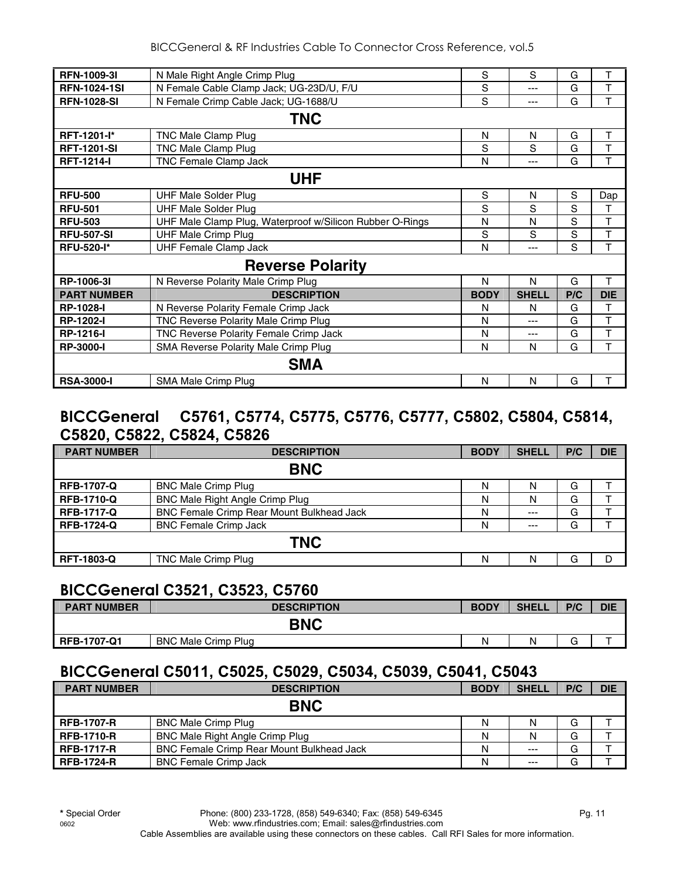| | | | | | |
|---|---|---|---|---|---|
| **RFN-1009-3I** | N Male Right Angle Crimp Plug | S | S | G | T |
| **RFN-1024-1SI** | N Female Cable Clamp Jack; UG-23D/U, F/U | S | --- | G | T |
| **RFN-1028-SI** | N Female Crimp Cable Jack; UG-1688/U | S | --- | G | T |
| | **TNC** | | | | |
| **RFT-1201-I*** | TNC Male Clamp Plug | N | N | G | T |
| **RFT-1201-SI** | TNC Male Clamp Plug | S | S | G | T |
| **RFT-1214-I** | TNC Female Clamp Jack | N | --- | G | T |
| | **UHF** | | | | |
| **RFU-500** | UHF Male Solder Plug | S | N | S | Dap |
| **RFU-501** | UHF Male Solder Plug | S | S | S | T |
| **RFU-503** | UHF Male Clamp Plug, Waterproof w/Silicon Rubber O-Rings | N | N | S | T |
| **RFU-507-SI** | UHF Male Crimp Plug | S | S | S | T |
| **RFU-520-I*** | UHF Female Clamp Jack | N | --- | S | T |
| | **Reverse Polarity** | | | | |
| **RP-1006-3I** | N Reverse Polarity Male Crimp Plug | N | N | G | T |
| **PART NUMBER** | **DESCRIPTION** | **BODY** | **SHELL** | **P/C** | **DIE** |
| **RP-1028-I** | N Reverse Polarity Female Crimp Jack | N | N | G | T |
| **RP-1202-I** | TNC Reverse Polarity Male Crimp Plug | N | --- | G | T |
| **RP-1216-I** | TNC Reverse Polarity Female Crimp Jack | N | --- | G | T |
| **RP-3000-I** | SMA Reverse Polarity Male Crimp Plug | N | N | G | T |
| | **SMA** | | | | |
| **RSA-3000-I** | SMA Male Crimp Plug | N | N | G | T |

## BICCGeneral C5761, C5774, C5775, C5776, C5777, C5802, C5804, C5814, C5820, C5822, C5824, C5826

| PART NUMBER | DESCRIPTION | BODY | SHELL | P/C | DIE |
|---|---|---|---|---|---|
| | **BNC** | | | | |
| **RFB-1707-Q** | BNC Male Crimp Plug | N | N | G | T |
| **RFB-1710-Q** | BNC Male Right Angle Crimp Plug | N | N | G | T |
| **RFB-1717-Q** | BNC Female Crimp Rear Mount Bulkhead Jack | N | --- | G | T |
| **RFB-1724-Q** | BNC Female Crimp Jack | N | --- | G | T |
| | **TNC** | | | | |
| **RFT-1803-Q** | TNC Male Crimp Plug | N | N | G | D |

## BICCGeneral C3521, C3523, C5760

| PART NUMBER | DESCRIPTION | BODY | SHELL | P/C | DIE |
|---|---|---|---|---|---|
| | **BNC** | | | | |
| **RFB-1707-Q1** | BNC Male Crimp Plug | N | N | G | T |

## BICCGeneral C5011, C5025, C5029, C5034, C5039, C5041, C5043

| PART NUMBER | DESCRIPTION | BODY | SHELL | P/C | DIE |
|---|---|---|---|---|---|
| | **BNC** | | | | |
| **RFB-1707-R** | BNC Male Crimp Plug | N | N | G | T |
| **RFB-1710-R** | BNC Male Right Angle Crimp Plug | N | N | G | T |
| **RFB-1717-R** | BNC Female Crimp Rear Mount Bulkhead Jack | N | --- | G | T |
| **RFB-1724-R** | BNC Female Crimp Jack | N | --- | G | T |

**\*** Special Order

Phone: (800) 233-1728, (858) 549-6340; Fax: (858) 549-6345
Web: www.rfindustries.com; Email: sales@rfindustries.com
Cable Assemblies are available using these connectors on these cables. Call RFI Sales for more information.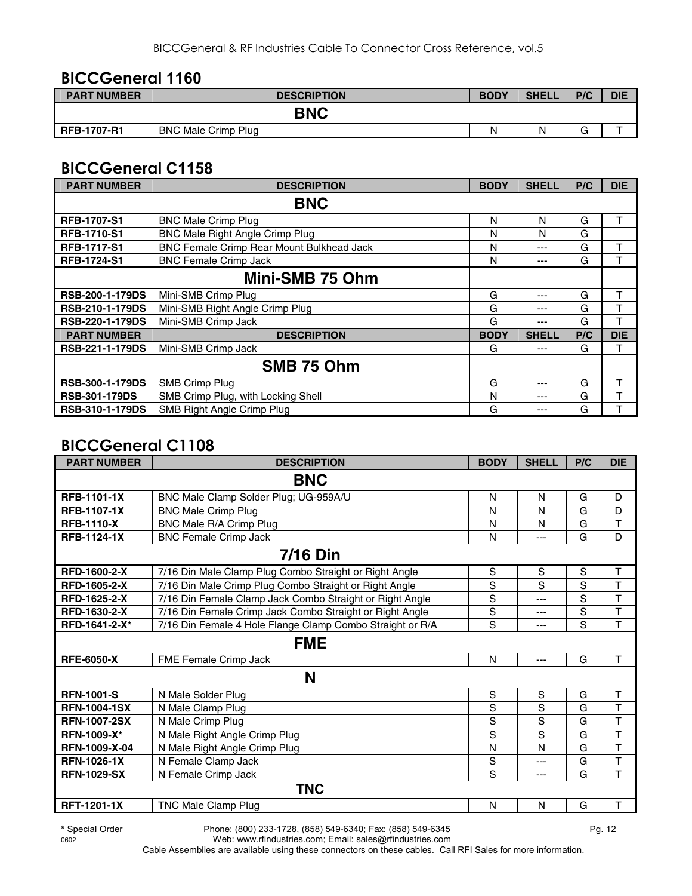## BICCGeneral 1160

| PART NUMBER | DESCRIPTION | BODY | SHELL | P/C | DIE |
|---|---|---|---|---|---|
| | **BNC** | | | | |
| **RFB-1707-R1** | BNC Male Crimp Plug | N | N | G | T |

## BICCGeneral C1158

| PART NUMBER | DESCRIPTION | BODY | SHELL | P/C | DIE |
|---|---|---|---|---|---|
| | **BNC** | | | | |
| **RFB-1707-S1** | BNC Male Crimp Plug | N | N | G | T |
| **RFB-1710-S1** | BNC Male Right Angle Crimp Plug | N | N | G | |
| **RFB-1717-S1** | BNC Female Crimp Rear Mount Bulkhead Jack | N | --- | G | T |
| **RFB-1724-S1** | BNC Female Crimp Jack | N | --- | G | T |
| | **Mini-SMB 75 Ohm** | | | | |
| **RSB-200-1-179DS** | Mini-SMB Crimp Plug | G | --- | G | T |
| **RSB-210-1-179DS** | Mini-SMB Right Angle Crimp Plug | G | --- | G | T |
| **RSB-220-1-179DS** | Mini-SMB Crimp Jack | G | --- | G | T |
| **PART NUMBER** | **DESCRIPTION** | **BODY** | **SHELL** | **P/C** | **DIE** |
| **RSB-221-1-179DS** | Mini-SMB Crimp Jack | G | --- | G | T |
| | **SMB 75 Ohm** | | | | |
| **RSB-300-1-179DS** | SMB Crimp Plug | G | --- | G | T |
| **RSB-301-179DS** | SMB Crimp Plug, with Locking Shell | N | --- | G | T |
| **RSB-310-1-179DS** | SMB Right Angle Crimp Plug | G | --- | G | T |

## BICCGeneral C1108

| PART NUMBER | DESCRIPTION | BODY | SHELL | P/C | DIE |
|---|---|---|---|---|---|
| | **BNC** | | | | |
| **RFB-1101-1X** | BNC Male Clamp Solder Plug; UG-959A/U | N | N | G | D |
| **RFB-1107-1X** | BNC Male Crimp Plug | N | N | G | D |
| **RFB-1110-X** | BNC Male R/A Crimp Plug | N | N | G | T |
| **RFB-1124-1X** | BNC Female Crimp Jack | N | --- | G | D |
| | **7/16 Din** | | | | |
| **RFD-1600-2-X** | 7/16 Din Male Clamp Plug Combo Straight or Right Angle | S | S | S | T |
| **RFD-1605-2-X** | 7/16 Din Male Crimp Plug Combo Straight or Right Angle | S | S | S | T |
| **RFD-1625-2-X** | 7/16 Din Female Clamp Jack Combo Straight or Right Angle | S | --- | S | T |
| **RFD-1630-2-X** | 7/16 Din Female Crimp Jack Combo Straight or Right Angle | S | --- | S | T |
| **RFD-1641-2-X*** | 7/16 Din Female 4 Hole Flange Clamp Combo Straight or R/A | S | --- | S | T |
| | **FME** | | | | |
| **RFE-6050-X** | FME Female Crimp Jack | N | --- | G | T |
| | **N** | | | | |
| **RFN-1001-S** | N Male Solder Plug | S | S | G | T |
| **RFN-1004-1SX** | N Male Clamp Plug | S | S | G | T |
| **RFN-1007-2SX** | N Male Crimp Plug | S | S | G | T |
| **RFN-1009-X*** | N Male Right Angle Crimp Plug | S | S | G | T |
| **RFN-1009-X-04** | N Male Right Angle Crimp Plug | N | N | G | T |
| **RFN-1026-1X** | N Female Clamp Jack | S | --- | G | T |
| **RFN-1029-SX** | N Female Crimp Jack | S | --- | G | T |
| | **TNC** | | | | |
| **RFT-1201-1X** | TNC Male Clamp Plug | N | N | G | T |

**\*** Special Order

Phone: (800) 233-1728, (858) 549-6340; Fax: (858) 549-6345
Web: www.rfindustries.com; Email: sales@rfindustries.com

Cable Assemblies are available using these connectors on these cables. Call RFI Sales for more information.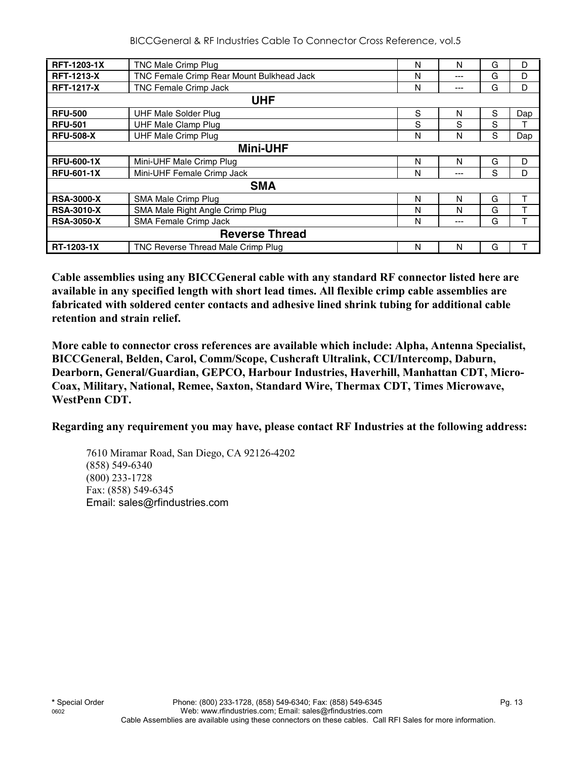| | | | | | |
|---|---|---|---|---|---|
| **RFT-1203-1X** | TNC Male Crimp Plug | N | N | G | D |
| **RFT-1213-X** | TNC Female Crimp Rear Mount Bulkhead Jack | N | --- | G | D |
| **RFT-1217-X** | TNC Female Crimp Jack | N | --- | G | D |
| | **UHF** | | | | |
| **RFU-500** | UHF Male Solder Plug | S | N | S | Dap |
| **RFU-501** | UHF Male Clamp Plug | S | S | S | T |
| **RFU-508-X** | UHF Male Crimp Plug | N | N | S | Dap |
| | **Mini-UHF** | | | | |
| **RFU-600-1X** | Mini-UHF Male Crimp Plug | N | N | G | D |
| **RFU-601-1X** | Mini-UHF Female Crimp Jack | N | --- | S | D |
| | **SMA** | | | | |
| **RSA-3000-X** | SMA Male Crimp Plug | N | N | G | T |
| **RSA-3010-X** | SMA Male Right Angle Crimp Plug | N | N | G | T |
| **RSA-3050-X** | SMA Female Crimp Jack | N | --- | G | T |
| | **Reverse Thread** | | | | |
| **RT-1203-1X** | TNC Reverse Thread Male Crimp Plug | N | N | G | T |

**Cable assemblies using any BICCGeneral cable with any standard RF connector listed here are available in any specified length with short lead times. All flexible crimp cable assemblies are fabricated with soldered center contacts and adhesive lined shrink tubing for additional cable retention and strain relief.**

**More cable to connector cross references are available which include: Alpha, Antenna Specialist, BICCGeneral, Belden, Carol, Comm/Scope, Cushcraft Ultralink, CCI/Intercomp, Daburn, Dearborn, General/Guardian, GEPCO, Harbour Industries, Haverhill, Manhattan CDT, Micro-Coax, Military, National, Remee, Saxton, Standard Wire, Thermax CDT, Times Microwave, WestPenn CDT.**

**Regarding any requirement you may have, please contact RF Industries at the following address:**

7610 Miramar Road, San Diego, CA 92126-4202
(858) 549-6340
(800) 233-1728
Fax: (858) 549-6345
Email: sales@rfindustries.com

* Special Order

0602

Cable Assemblies are available using these connectors on these cables. Call RFI Sales for more information.